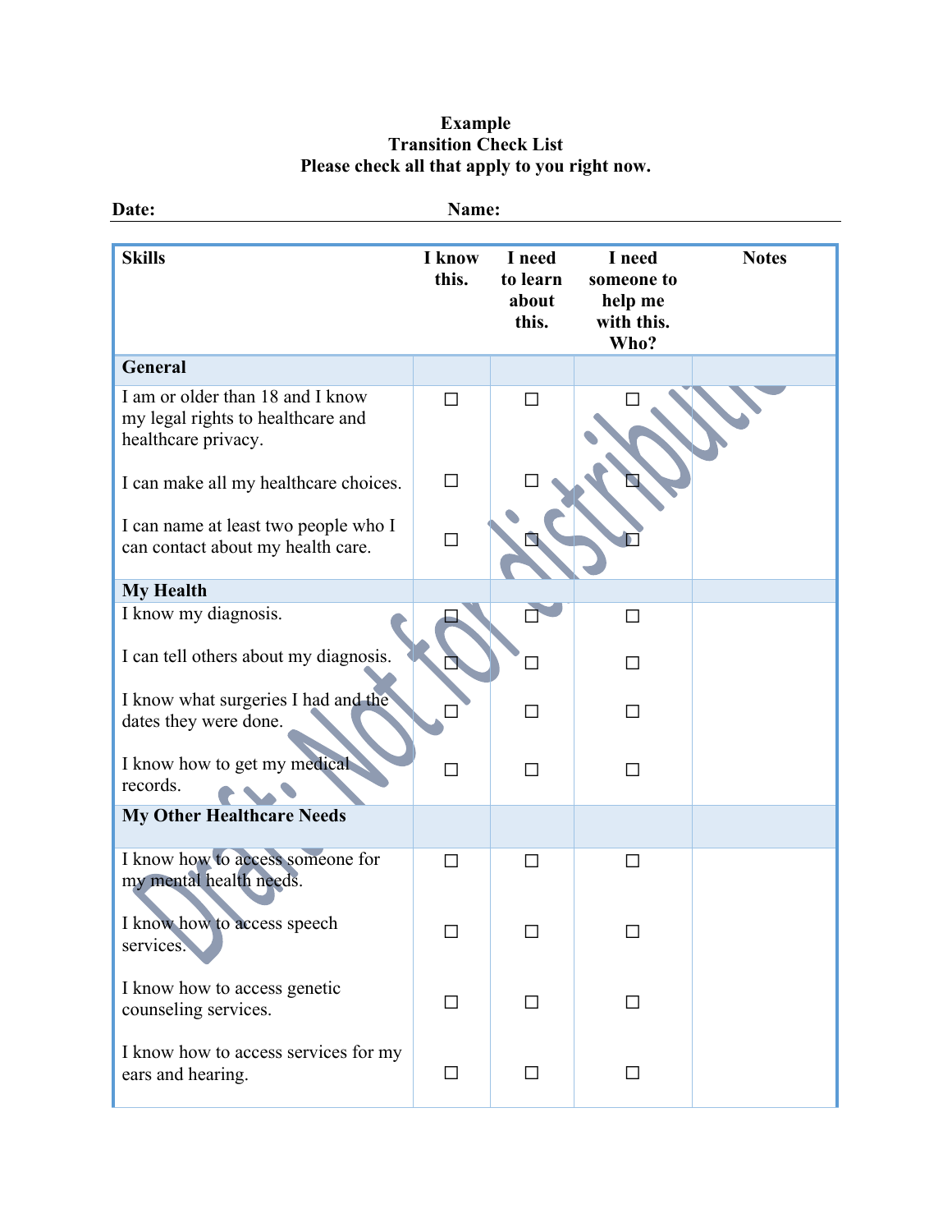**Example**
**Transition Check List**
**Please check all that apply to you right now.**

**Date:** **Name:**

| Skills | I know this. | I need to learn about this. | I need someone to help me with this. Who? | Notes |
|---|---|---|---|---|
| **General** | | | | |
| I am or older than 18 and I know my legal rights to healthcare and healthcare privacy. | ☐ | ☐ | ☐ | |
| I can make all my healthcare choices. | ☐ | ☐ | ☐ | |
| I can name at least two people who I can contact about my health care. | ☐ | ☐ | ☐ | |
| **My Health** | | | | |
| I know my diagnosis. | ☐ | ☐ | ☐ | |
| I can tell others about my diagnosis. | ☐ | ☐ | ☐ | |
| I know what surgeries I had and the dates they were done. | ☐ | ☐ | ☐ | |
| I know how to get my medical records. | ☐ | ☐ | ☐ | |
| **My Other Healthcare Needs** | | | | |
| I know how to access someone for my mental health needs. | ☐ | ☐ | ☐ | |
| I know how to access speech services. | ☐ | ☐ | ☐ | |
| I know how to access genetic counseling services. | ☐ | ☐ | ☐ | |
| I know how to access services for my ears and hearing. | ☐ | ☐ | ☐ | |

Draft: Not for distribution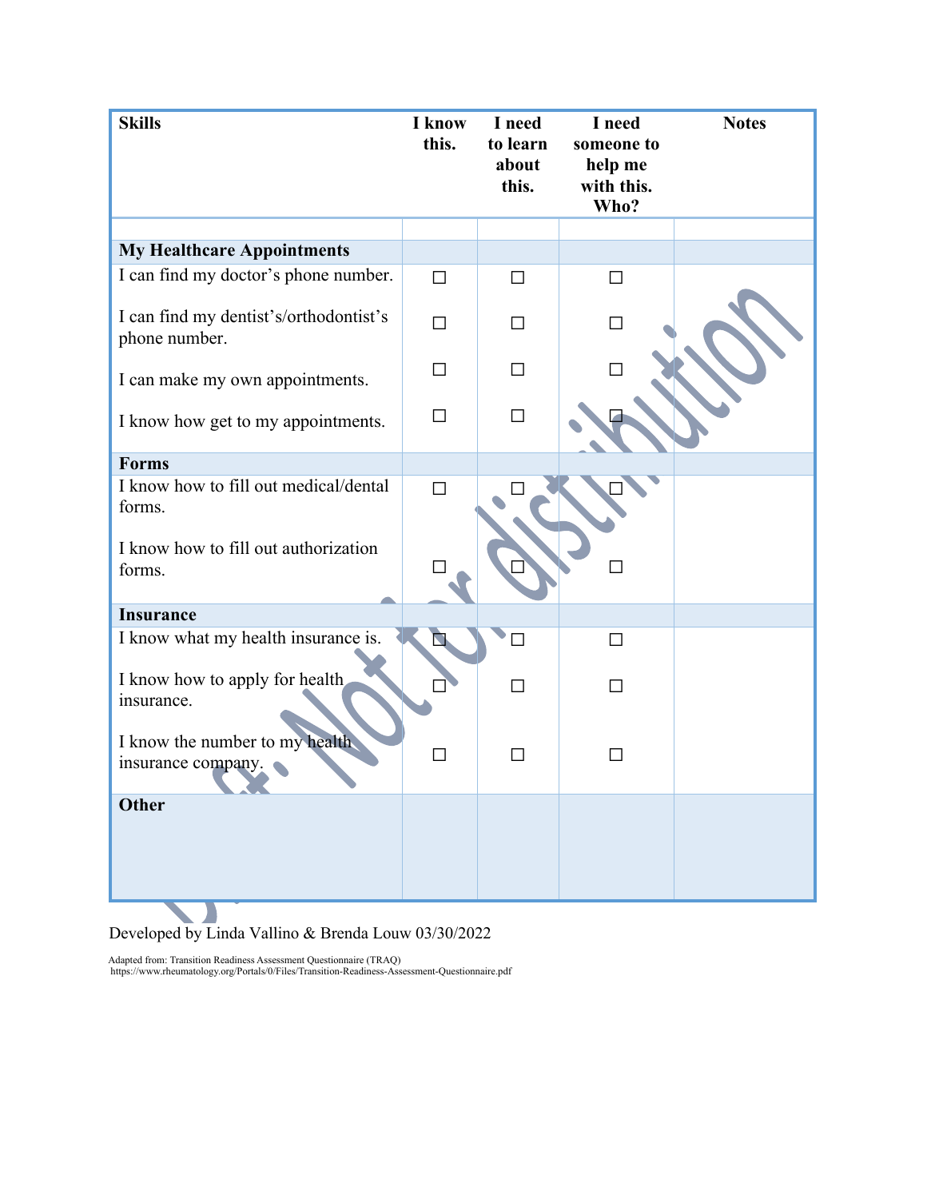| Skills | I know this. | I need to learn about this. | I need someone to help me with this. Who? | Notes |
|---|---|---|---|---|
| | | | | |
| **My Healthcare Appointments** | | | | |
| I can find my doctor's phone number. | ☐ | ☐ | ☐ | |
| I can find my dentist's/orthodontist's phone number. | ☐ | ☐ | ☐ | |
| I can make my own appointments. | ☐ | ☐ | ☐ | |
| I know how get to my appointments. | ☐ | ☐ | ☐ | |
| **Forms** | | | | |
| I know how to fill out medical/dental forms. | ☐ | ☐ | ☐ | |
| I know how to fill out authorization forms. | ☐ | ☐ | ☐ | |
| **Insurance** | | | | |
| I know what my health insurance is. | ☐ | ☐ | ☐ | |
| I know how to apply for health insurance. | ☐ | ☐ | ☐ | |
| I know the number to my health insurance company. | ☐ | ☐ | ☐ | |
| **Other** | | | | |

Developed by Linda Vallino & Brenda Louw 03/30/2022

Adapted from: Transition Readiness Assessment Questionnaire (TRAQ)
https://www.rheumatology.org/Portals/0/Files/Transition-Readiness-Assessment-Questionnaire.pdf